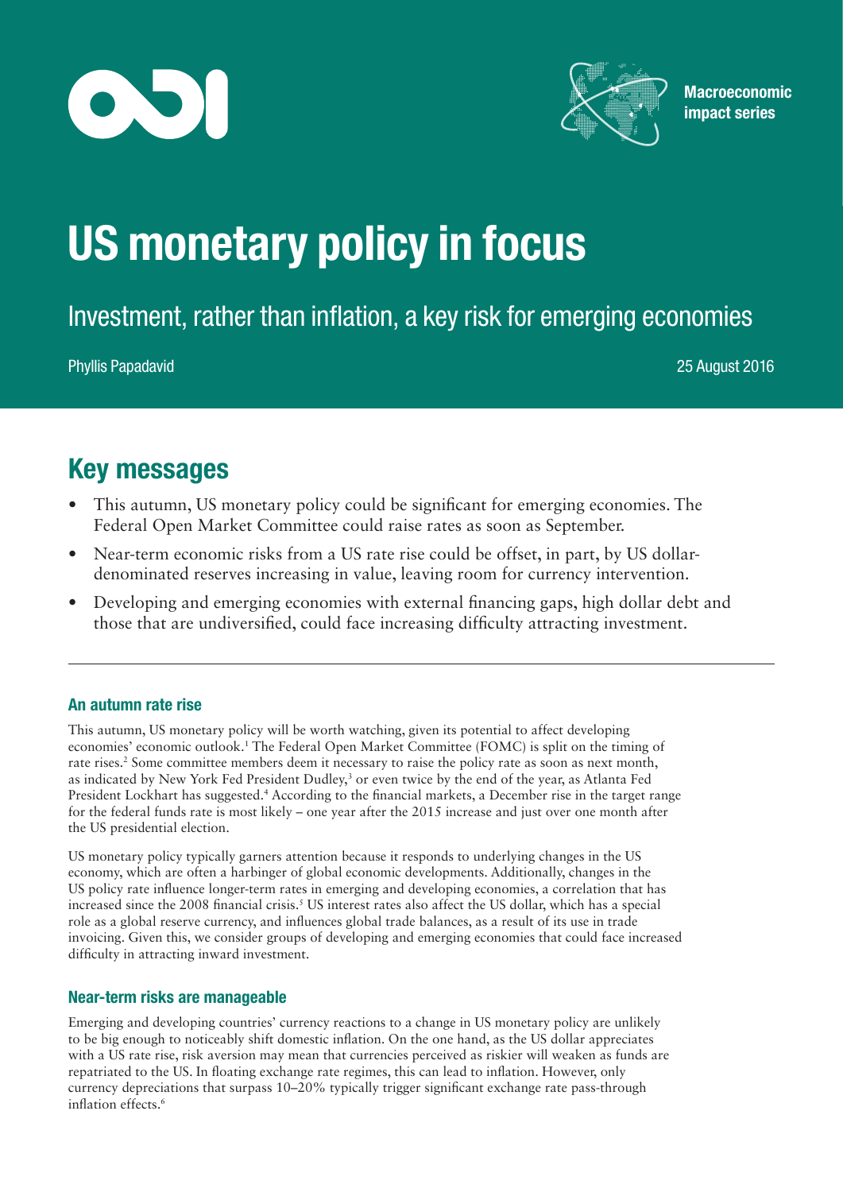Macroeconomic impact series

# US monetary policy in focus

## Investment, rather than inflation, a key risk for emerging economies

Phyllis Papadavid

25 August 2016

## Key messages

- This autumn, US monetary policy could be significant for emerging economies. The Federal Open Market Committee could raise rates as soon as September.
- Near-term economic risks from a US rate rise could be offset, in part, by US dollar-denominated reserves increasing in value, leaving room for currency intervention.
- Developing and emerging economies with external financing gaps, high dollar debt and those that are undiversified, could face increasing difficulty attracting investment.

---

### An autumn rate rise

This autumn, US monetary policy will be worth watching, given its potential to affect developing economies' economic outlook.[1] The Federal Open Market Committee (FOMC) is split on the timing of rate rises.[2] Some committee members deem it necessary to raise the policy rate as soon as next month, as indicated by New York Fed President Dudley,[3] or even twice by the end of the year, as Atlanta Fed President Lockhart has suggested.[4] According to the financial markets, a December rise in the target range for the federal funds rate is most likely – one year after the 2015 increase and just over one month after the US presidential election.

US monetary policy typically garners attention because it responds to underlying changes in the US economy, which are often a harbinger of global economic developments. Additionally, changes in the US policy rate influence longer-term rates in emerging and developing economies, a correlation that has increased since the 2008 financial crisis.[5] US interest rates also affect the US dollar, which has a special role as a global reserve currency, and influences global trade balances, as a result of its use in trade invoicing. Given this, we consider groups of developing and emerging economies that could face increased difficulty in attracting inward investment.

### Near-term risks are manageable

Emerging and developing countries' currency reactions to a change in US monetary policy are unlikely to be big enough to noticeably shift domestic inflation. On the one hand, as the US dollar appreciates with a US rate rise, risk aversion may mean that currencies perceived as riskier will weaken as funds are repatriated to the US. In floating exchange rate regimes, this can lead to inflation. However, only currency depreciations that surpass 10–20% typically trigger significant exchange rate pass-through inflation effects.[6]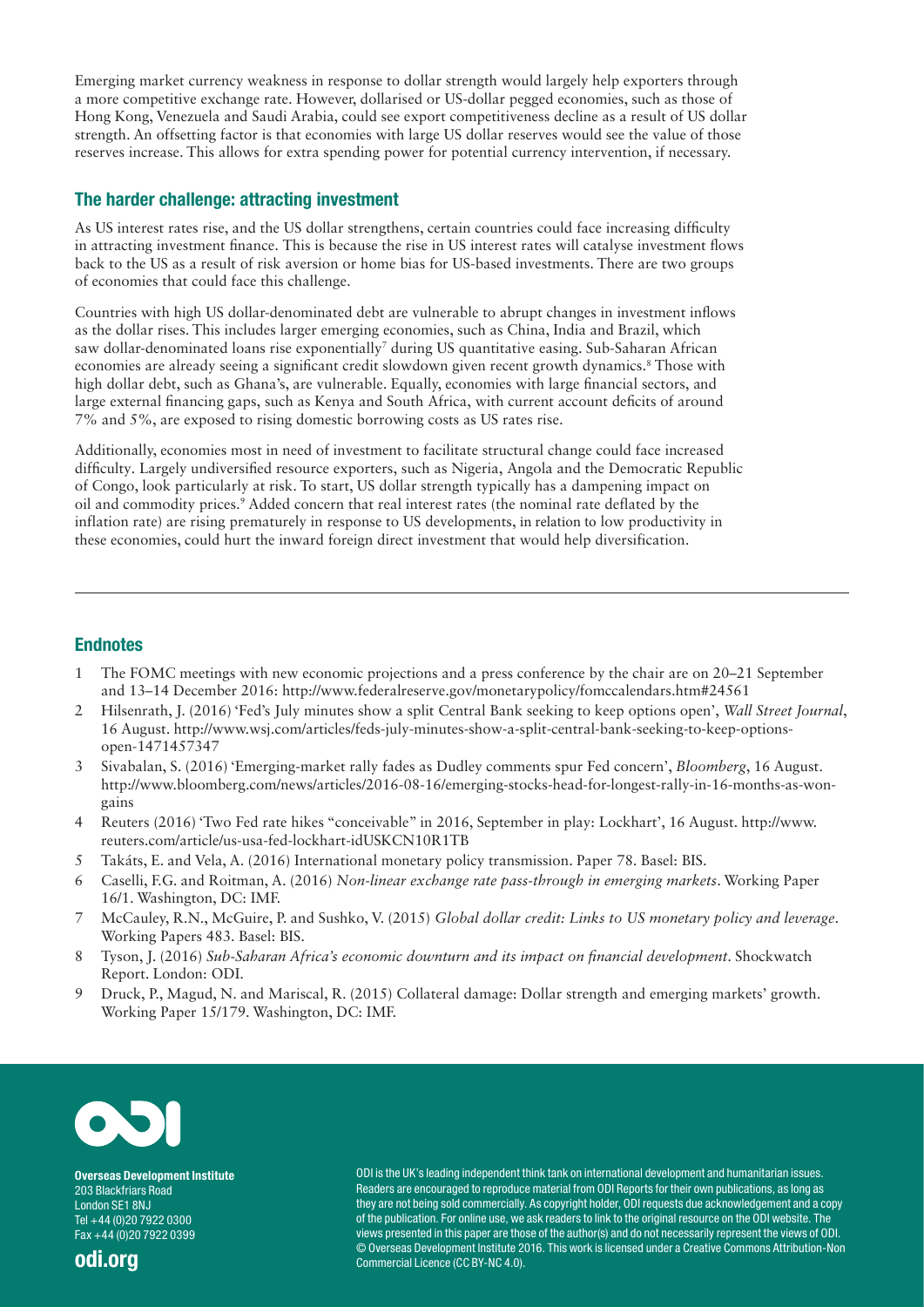Emerging market currency weakness in response to dollar strength would largely help exporters through a more competitive exchange rate. However, dollarised or US-dollar pegged economies, such as those of Hong Kong, Venezuela and Saudi Arabia, could see export competitiveness decline as a result of US dollar strength. An offsetting factor is that economies with large US dollar reserves would see the value of those reserves increase. This allows for extra spending power for potential currency intervention, if necessary.

## The harder challenge: attracting investment

As US interest rates rise, and the US dollar strengthens, certain countries could face increasing difficulty in attracting investment finance. This is because the rise in US interest rates will catalyse investment flows back to the US as a result of risk aversion or home bias for US-based investments. There are two groups of economies that could face this challenge.

Countries with high US dollar-denominated debt are vulnerable to abrupt changes in investment inflows as the dollar rises. This includes larger emerging economies, such as China, India and Brazil, which saw dollar-denominated loans rise exponentially[7] during US quantitative easing. Sub-Saharan African economies are already seeing a significant credit slowdown given recent growth dynamics.[8] Those with high dollar debt, such as Ghana's, are vulnerable. Equally, economies with large financial sectors, and large external financing gaps, such as Kenya and South Africa, with current account deficits of around 7% and 5%, are exposed to rising domestic borrowing costs as US rates rise.

Additionally, economies most in need of investment to facilitate structural change could face increased difficulty. Largely undiversified resource exporters, such as Nigeria, Angola and the Democratic Republic of Congo, look particularly at risk. To start, US dollar strength typically has a dampening impact on oil and commodity prices.[9] Added concern that real interest rates (the nominal rate deflated by the inflation rate) are rising prematurely in response to US developments, in relation to low productivity in these economies, could hurt the inward foreign direct investment that would help diversification.

## Endnotes

1. The FOMC meetings with new economic projections and a press conference by the chair are on 20–21 September and 13–14 December 2016: http://www.federalreserve.gov/monetarypolicy/fomccalendars.htm#24561
2. Hilsenrath, J. (2016) 'Fed's July minutes show a split Central Bank seeking to keep options open', *Wall Street Journal*, 16 August. http://www.wsj.com/articles/feds-july-minutes-show-a-split-central-bank-seeking-to-keep-options-open-1471457347
3. Sivabalan, S. (2016) 'Emerging-market rally fades as Dudley comments spur Fed concern', *Bloomberg*, 16 August. http://www.bloomberg.com/news/articles/2016-08-16/emerging-stocks-head-for-longest-rally-in-16-months-as-won-gains
4. Reuters (2016) 'Two Fed rate hikes "conceivable" in 2016, September in play: Lockhart', 16 August. http://www.reuters.com/article/us-usa-fed-lockhart-idUSKCN10R1TB
5. Takáts, E. and Vela, A. (2016) International monetary policy transmission. Paper 78. Basel: BIS.
6. Caselli, F.G. and Roitman, A. (2016) *Non-linear exchange rate pass-through in emerging markets*. Working Paper 16/1. Washington, DC: IMF.
7. McCauley, R.N., McGuire, P. and Sushko, V. (2015) *Global dollar credit: Links to US monetary policy and leverage*. Working Papers 483. Basel: BIS.
8. Tyson, J. (2016) *Sub-Saharan Africa's economic downturn and its impact on financial development*. Shockwatch Report. London: ODI.
9. Druck, P., Magud, N. and Mariscal, R. (2015) Collateral damage: Dollar strength and emerging markets' growth. Working Paper 15/179. Washington, DC: IMF.

**Overseas Development Institute**
203 Blackfriars Road
London SE1 8NJ
Tel +44 (0)20 7922 0300
Fax +44 (0)20 7922 0399

**odi.org**

ODI is the UK's leading independent think tank on international development and humanitarian issues. Readers are encouraged to reproduce material from ODI Reports for their own publications, as long as they are not being sold commercially. As copyright holder, ODI requests due acknowledgement and a copy of the publication. For online use, we ask readers to link to the original resource on the ODI website. The views presented in this paper are those of the author(s) and do not necessarily represent the views of ODI. © Overseas Development Institute 2016. This work is licensed under a Creative Commons Attribution-Non Commercial Licence (CC BY-NC 4.0).